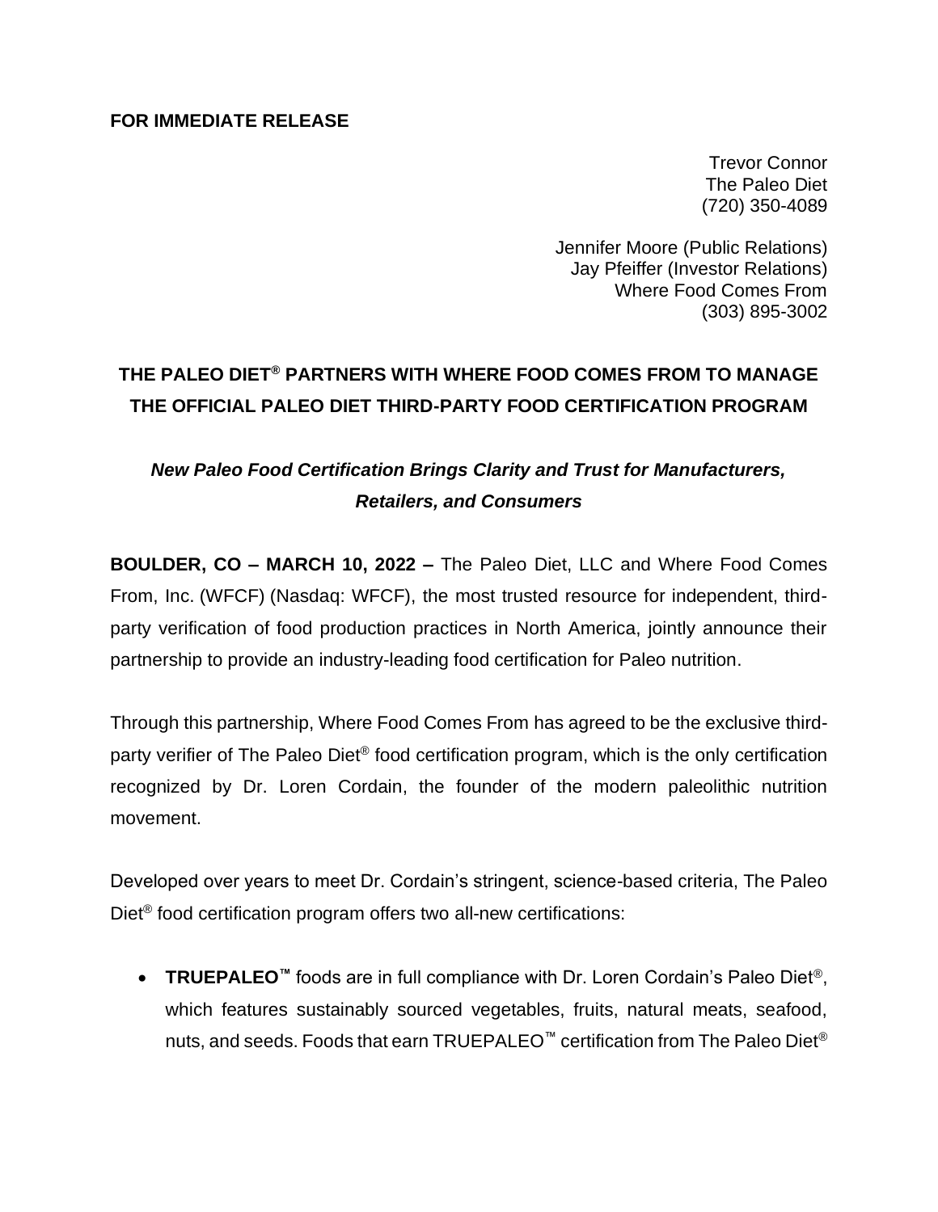**FOR IMMEDIATE RELEASE**

Trevor Connor
The Paleo Diet
(720) 350-4089

Jennifer Moore (Public Relations)
Jay Pfeiffer (Investor Relations)
Where Food Comes From
(303) 895-3002

# THE PALEO DIET® PARTNERS WITH WHERE FOOD COMES FROM TO MANAGE THE OFFICIAL PALEO DIET THIRD-PARTY FOOD CERTIFICATION PROGRAM

## *New Paleo Food Certification Brings Clarity and Trust for Manufacturers, Retailers, and Consumers*

**BOULDER, CO – MARCH 10, 2022 –** The Paleo Diet, LLC and Where Food Comes From, Inc. (WFCF) (Nasdaq: WFCF), the most trusted resource for independent, third-party verification of food production practices in North America, jointly announce their partnership to provide an industry-leading food certification for Paleo nutrition.

Through this partnership, Where Food Comes From has agreed to be the exclusive third-party verifier of The Paleo Diet® food certification program, which is the only certification recognized by Dr. Loren Cordain, the founder of the modern paleolithic nutrition movement.

Developed over years to meet Dr. Cordain's stringent, science-based criteria, The Paleo Diet® food certification program offers two all-new certifications:

- **TRUEPALEO™** foods are in full compliance with Dr. Loren Cordain's Paleo Diet®, which features sustainably sourced vegetables, fruits, natural meats, seafood, nuts, and seeds. Foods that earn TRUEPALEO™ certification from The Paleo Diet®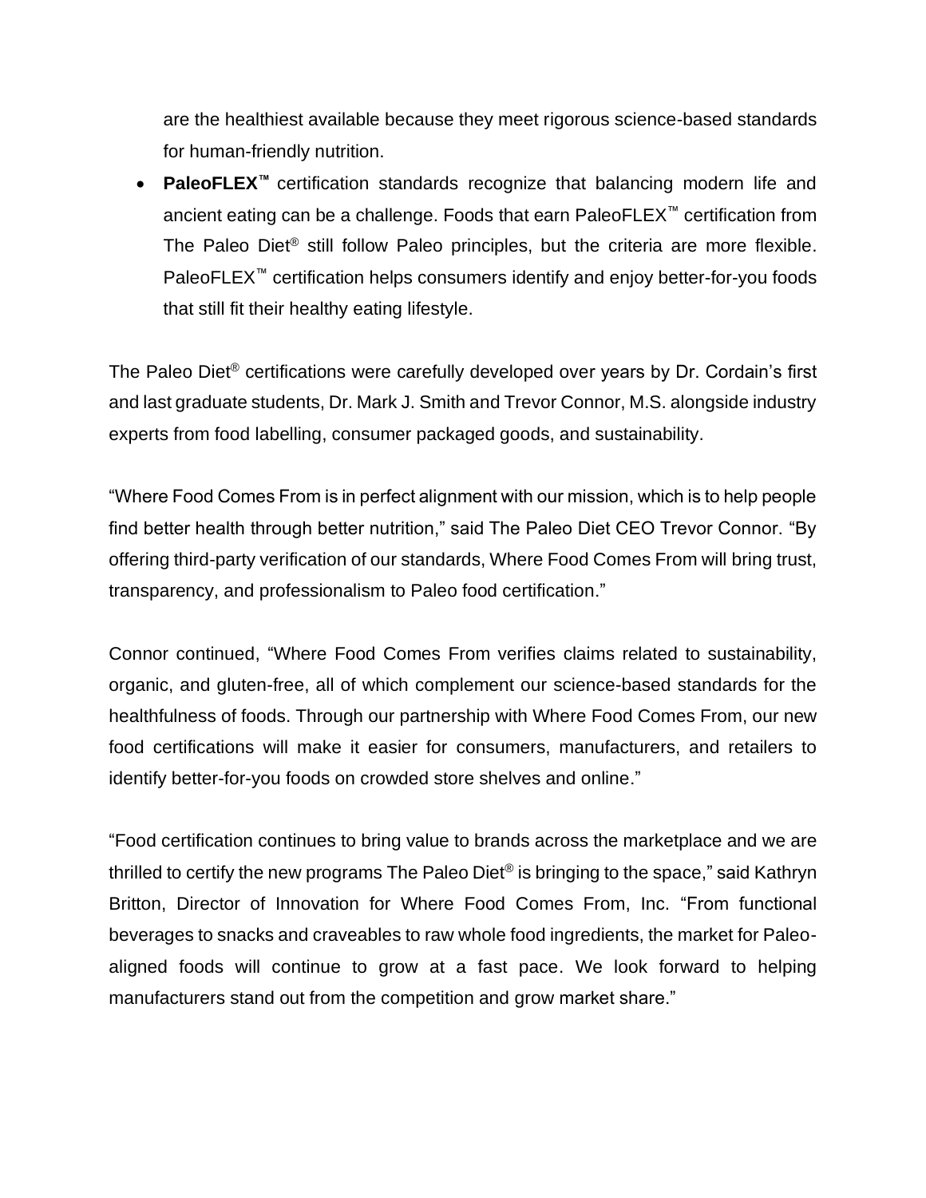are the healthiest available because they meet rigorous science-based standards for human-friendly nutrition.

- **PaleoFLEX™** certification standards recognize that balancing modern life and ancient eating can be a challenge. Foods that earn PaleoFLEX™ certification from The Paleo Diet® still follow Paleo principles, but the criteria are more flexible. PaleoFLEX™ certification helps consumers identify and enjoy better-for-you foods that still fit their healthy eating lifestyle.

The Paleo Diet® certifications were carefully developed over years by Dr. Cordain's first and last graduate students, Dr. Mark J. Smith and Trevor Connor, M.S. alongside industry experts from food labelling, consumer packaged goods, and sustainability.

"Where Food Comes From is in perfect alignment with our mission, which is to help people find better health through better nutrition," said The Paleo Diet CEO Trevor Connor. "By offering third-party verification of our standards, Where Food Comes From will bring trust, transparency, and professionalism to Paleo food certification."

Connor continued, "Where Food Comes From verifies claims related to sustainability, organic, and gluten-free, all of which complement our science-based standards for the healthfulness of foods. Through our partnership with Where Food Comes From, our new food certifications will make it easier for consumers, manufacturers, and retailers to identify better-for-you foods on crowded store shelves and online."

"Food certification continues to bring value to brands across the marketplace and we are thrilled to certify the new programs The Paleo Diet® is bringing to the space," said Kathryn Britton, Director of Innovation for Where Food Comes From, Inc. "From functional beverages to snacks and craveables to raw whole food ingredients, the market for Paleo-aligned foods will continue to grow at a fast pace. We look forward to helping manufacturers stand out from the competition and grow market share."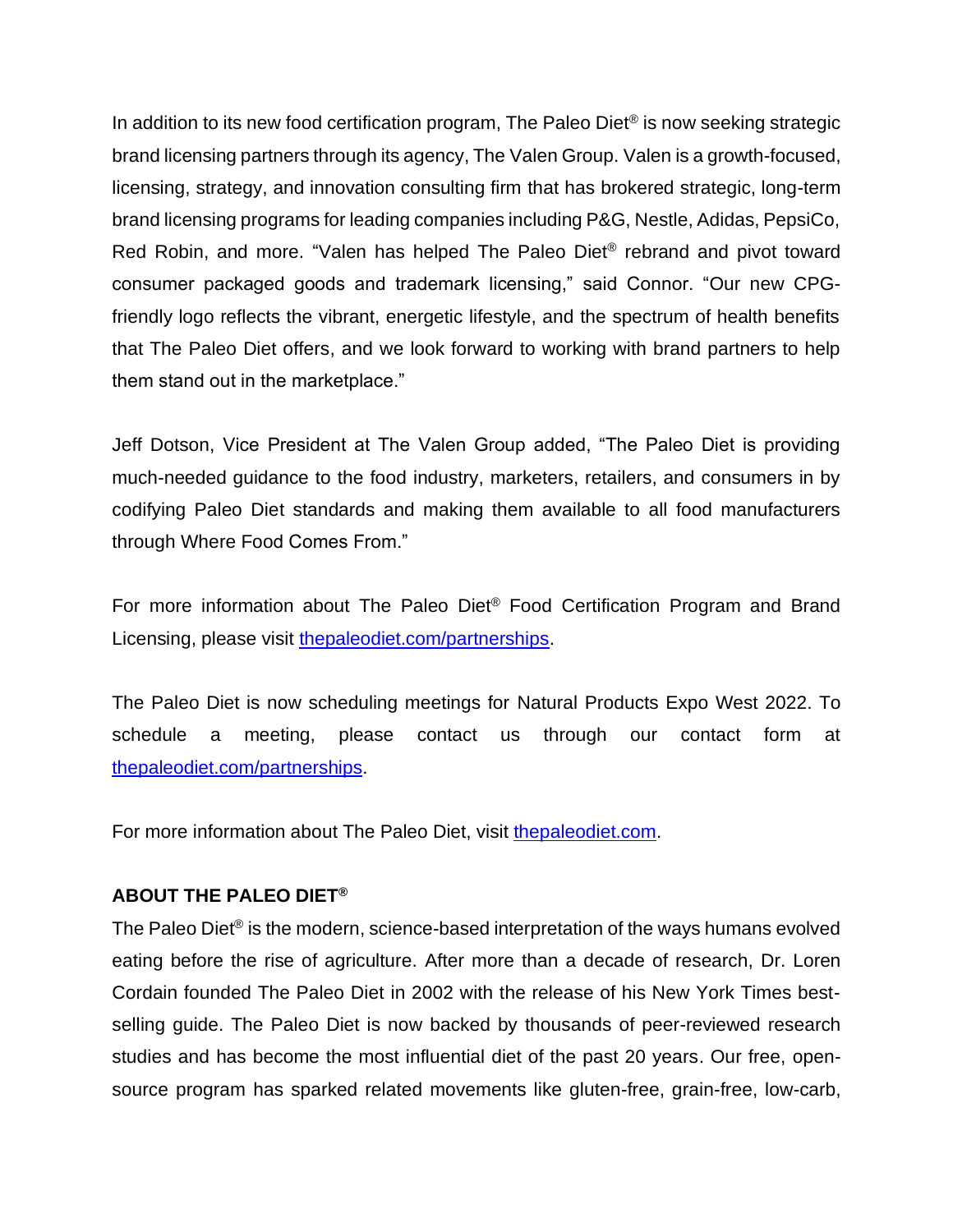In addition to its new food certification program, The Paleo Diet® is now seeking strategic brand licensing partners through its agency, The Valen Group. Valen is a growth-focused, licensing, strategy, and innovation consulting firm that has brokered strategic, long-term brand licensing programs for leading companies including P&G, Nestle, Adidas, PepsiCo, Red Robin, and more. "Valen has helped The Paleo Diet® rebrand and pivot toward consumer packaged goods and trademark licensing," said Connor. "Our new CPG-friendly logo reflects the vibrant, energetic lifestyle, and the spectrum of health benefits that The Paleo Diet offers, and we look forward to working with brand partners to help them stand out in the marketplace."

Jeff Dotson, Vice President at The Valen Group added, "The Paleo Diet is providing much-needed guidance to the food industry, marketers, retailers, and consumers in by codifying Paleo Diet standards and making them available to all food manufacturers through Where Food Comes From."

For more information about The Paleo Diet® Food Certification Program and Brand Licensing, please visit [thepaleodiet.com/partnerships](thepaleodiet.com/partnerships).

The Paleo Diet is now scheduling meetings for Natural Products Expo West 2022. To schedule a meeting, please contact us through our contact form at [thepaleodiet.com/partnerships](thepaleodiet.com/partnerships).

For more information about The Paleo Diet, visit [thepaleodiet.com](thepaleodiet.com).

**ABOUT THE PALEO DIET®**

The Paleo Diet® is the modern, science-based interpretation of the ways humans evolved eating before the rise of agriculture. After more than a decade of research, Dr. Loren Cordain founded The Paleo Diet in 2002 with the release of his New York Times best-selling guide. The Paleo Diet is now backed by thousands of peer-reviewed research studies and has become the most influential diet of the past 20 years. Our free, open-source program has sparked related movements like gluten-free, grain-free, low-carb,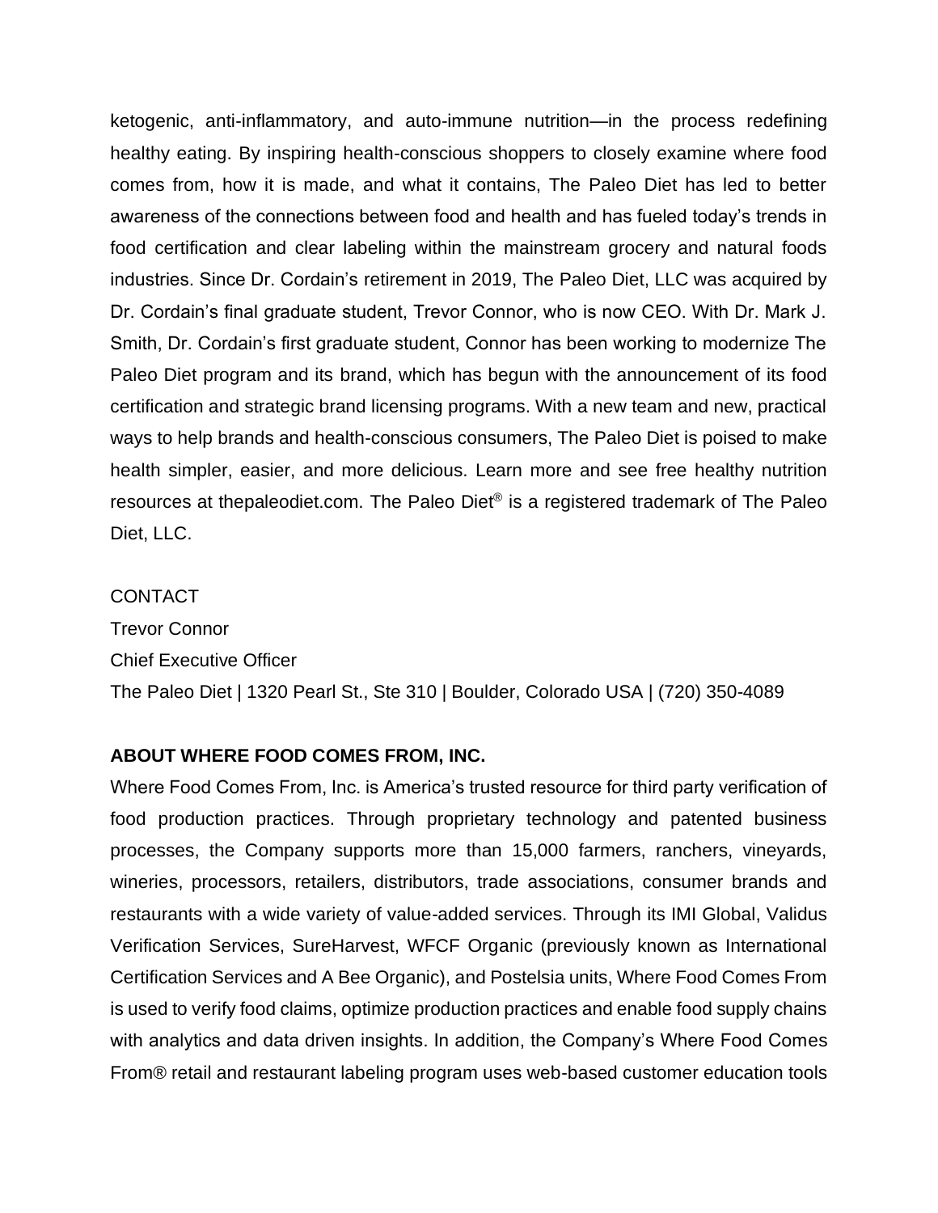ketogenic, anti-inflammatory, and auto-immune nutrition—in the process redefining healthy eating. By inspiring health-conscious shoppers to closely examine where food comes from, how it is made, and what it contains, The Paleo Diet has led to better awareness of the connections between food and health and has fueled today's trends in food certification and clear labeling within the mainstream grocery and natural foods industries. Since Dr. Cordain's retirement in 2019, The Paleo Diet, LLC was acquired by Dr. Cordain's final graduate student, Trevor Connor, who is now CEO. With Dr. Mark J. Smith, Dr. Cordain's first graduate student, Connor has been working to modernize The Paleo Diet program and its brand, which has begun with the announcement of its food certification and strategic brand licensing programs. With a new team and new, practical ways to help brands and health-conscious consumers, The Paleo Diet is poised to make health simpler, easier, and more delicious. Learn more and see free healthy nutrition resources at thepaleodiet.com. The Paleo Diet® is a registered trademark of The Paleo Diet, LLC.

CONTACT
Trevor Connor
Chief Executive Officer
The Paleo Diet | 1320 Pearl St., Ste 310 | Boulder, Colorado USA | (720) 350-4089

**ABOUT WHERE FOOD COMES FROM, INC.**

Where Food Comes From, Inc. is America's trusted resource for third party verification of food production practices. Through proprietary technology and patented business processes, the Company supports more than 15,000 farmers, ranchers, vineyards, wineries, processors, retailers, distributors, trade associations, consumer brands and restaurants with a wide variety of value-added services. Through its IMI Global, Validus Verification Services, SureHarvest, WFCF Organic (previously known as International Certification Services and A Bee Organic), and Postelsia units, Where Food Comes From is used to verify food claims, optimize production practices and enable food supply chains with analytics and data driven insights. In addition, the Company's Where Food Comes From® retail and restaurant labeling program uses web-based customer education tools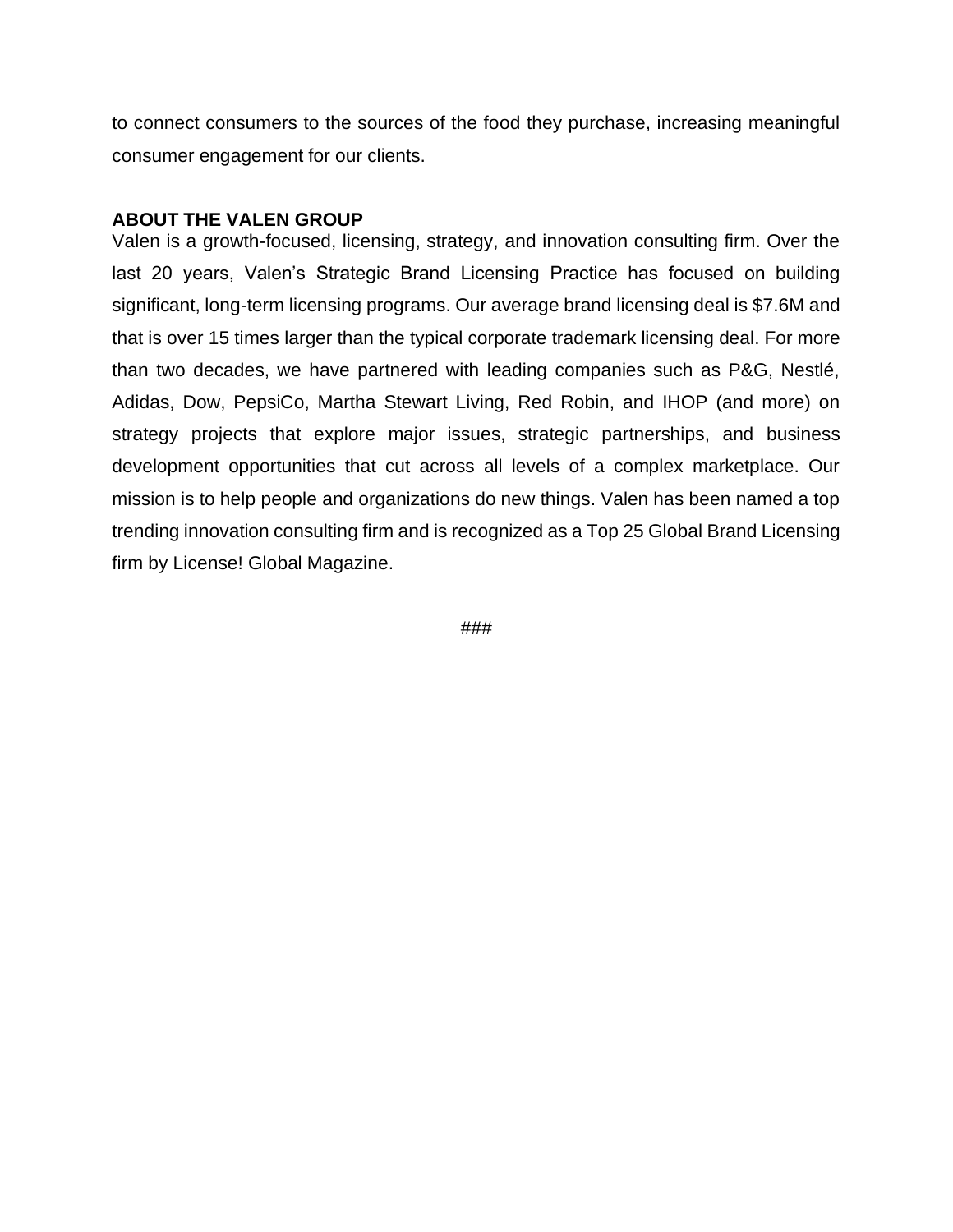to connect consumers to the sources of the food they purchase, increasing meaningful consumer engagement for our clients.

**ABOUT THE VALEN GROUP**

Valen is a growth-focused, licensing, strategy, and innovation consulting firm. Over the last 20 years, Valen's Strategic Brand Licensing Practice has focused on building significant, long-term licensing programs. Our average brand licensing deal is $7.6M and that is over 15 times larger than the typical corporate trademark licensing deal. For more than two decades, we have partnered with leading companies such as P&G, Nestlé, Adidas, Dow, PepsiCo, Martha Stewart Living, Red Robin, and IHOP (and more) on strategy projects that explore major issues, strategic partnerships, and business development opportunities that cut across all levels of a complex marketplace. Our mission is to help people and organizations do new things. Valen has been named a top trending innovation consulting firm and is recognized as a Top 25 Global Brand Licensing firm by License! Global Magazine.

###